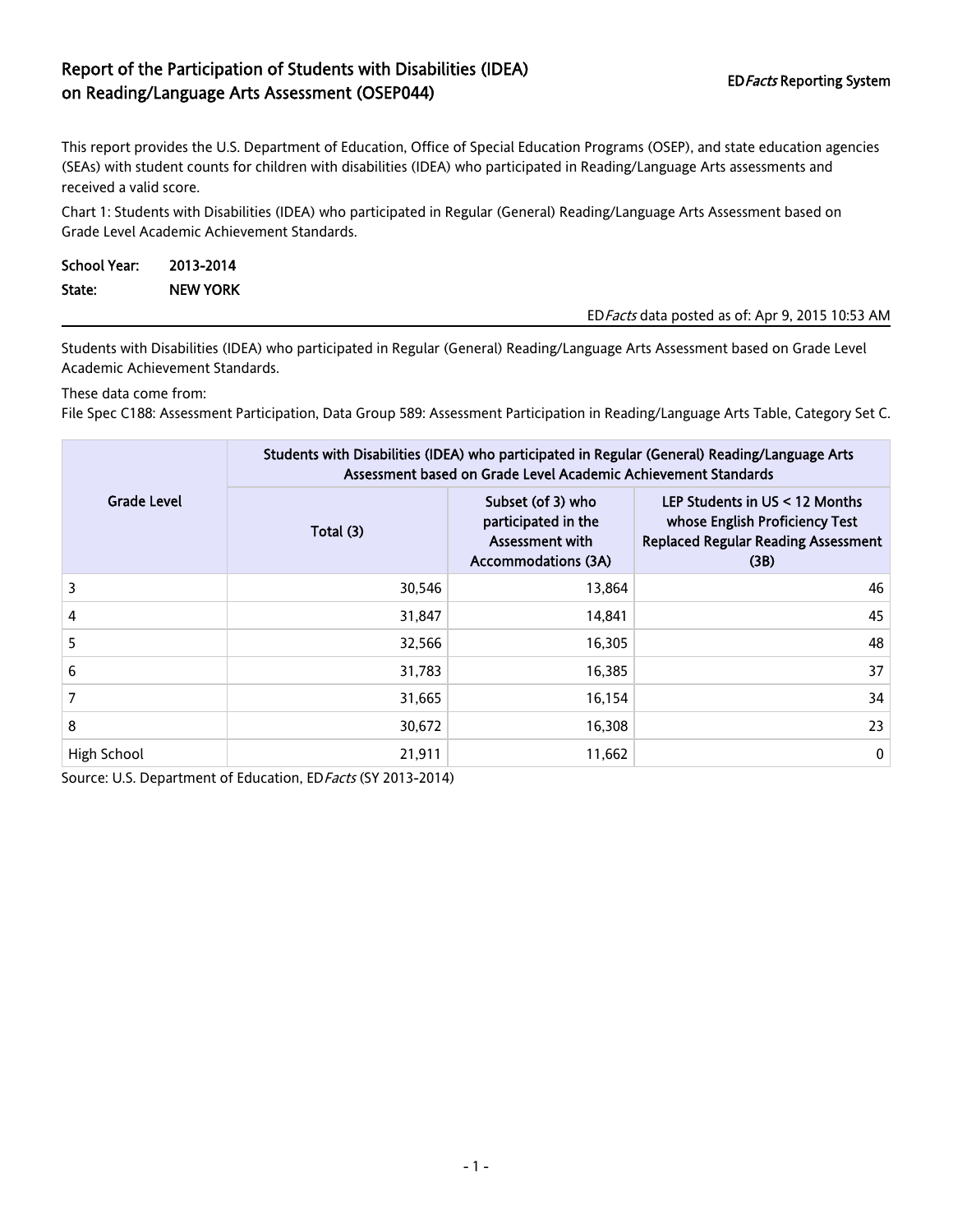# Report of the Participation of Students with Disabilities (IDEA) on Reading/Language Arts Assessment (OSEP044)

ED*Facts* Reporting System

This report provides the U.S. Department of Education, Office of Special Education Programs (OSEP), and state education agencies (SEAs) with student counts for children with disabilities (IDEA) who participated in Reading/Language Arts assessments and received a valid score.

Chart 1: Students with Disabilities (IDEA) who participated in Regular (General) Reading/Language Arts Assessment based on Grade Level Academic Achievement Standards.

**School Year:** 2013-2014

**State:** NEW YORK

ED*Facts* data posted as of: Apr 9, 2015 10:53 AM

Students with Disabilities (IDEA) who participated in Regular (General) Reading/Language Arts Assessment based on Grade Level Academic Achievement Standards.

These data come from:
File Spec C188: Assessment Participation, Data Group 589: Assessment Participation in Reading/Language Arts Table, Category Set C.

| Grade Level | Students with Disabilities (IDEA) who participated in Regular (General) Reading/Language Arts Assessment based on Grade Level Academic Achievement Standards | | |
|---|---|---|---|
| | Total (3) | Subset (of 3) who participated in the Assessment with Accommodations (3A) | LEP Students in US < 12 Months whose English Proficiency Test Replaced Regular Reading Assessment (3B) |
| 3 | 30,546 | 13,864 | 46 |
| 4 | 31,847 | 14,841 | 45 |
| 5 | 32,566 | 16,305 | 48 |
| 6 | 31,783 | 16,385 | 37 |
| 7 | 31,665 | 16,154 | 34 |
| 8 | 30,672 | 16,308 | 23 |
| High School | 21,911 | 11,662 | 0 |

Source: U.S. Department of Education, ED*Facts* (SY 2013-2014)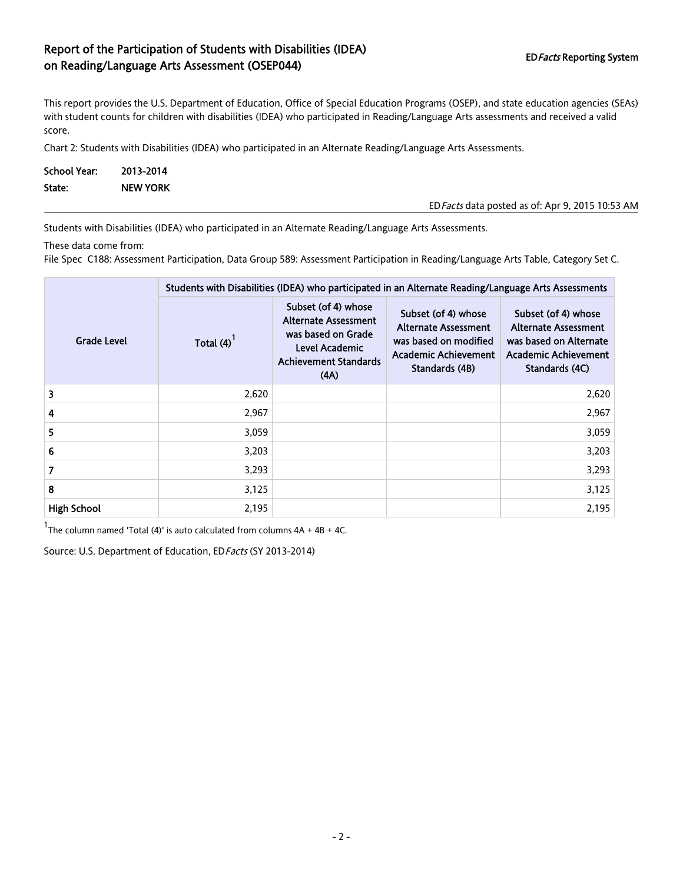# Report of the Participation of Students with Disabilities (IDEA) on Reading/Language Arts Assessment (OSEP044)

ED*Facts* Reporting System

This report provides the U.S. Department of Education, Office of Special Education Programs (OSEP), and state education agencies (SEAs) with student counts for children with disabilities (IDEA) who participated in Reading/Language Arts assessments and received a valid score.

Chart 2: Students with Disabilities (IDEA) who participated in an Alternate Reading/Language Arts Assessments.

**School Year:** 2013-2014

**State:** NEW YORK

ED*Facts* data posted as of: Apr 9, 2015 10:53 AM

Students with Disabilities (IDEA) who participated in an Alternate Reading/Language Arts Assessments.

These data come from:

File Spec C188: Assessment Participation, Data Group 589: Assessment Participation in Reading/Language Arts Table, Category Set C.

| Grade Level | Students with Disabilities (IDEA) who participated in an Alternate Reading/Language Arts Assessments | | | |
|---|---|---|---|---|
| | Total (4)[1] | Subset (of 4) whose Alternate Assessment was based on Grade Level Academic Achievement Standards (4A) | Subset (of 4) whose Alternate Assessment was based on modified Academic Achievement Standards (4B) | Subset (of 4) whose Alternate Assessment was based on Alternate Academic Achievement Standards (4C) |
| 3 | 2,620 | | | 2,620 |
| 4 | 2,967 | | | 2,967 |
| 5 | 3,059 | | | 3,059 |
| 6 | 3,203 | | | 3,203 |
| 7 | 3,293 | | | 3,293 |
| 8 | 3,125 | | | 3,125 |
| High School | 2,195 | | | 2,195 |

[1]The column named 'Total (4)' is auto calculated from columns 4A + 4B + 4C.

Source: U.S. Department of Education, ED*Facts* (SY 2013-2014)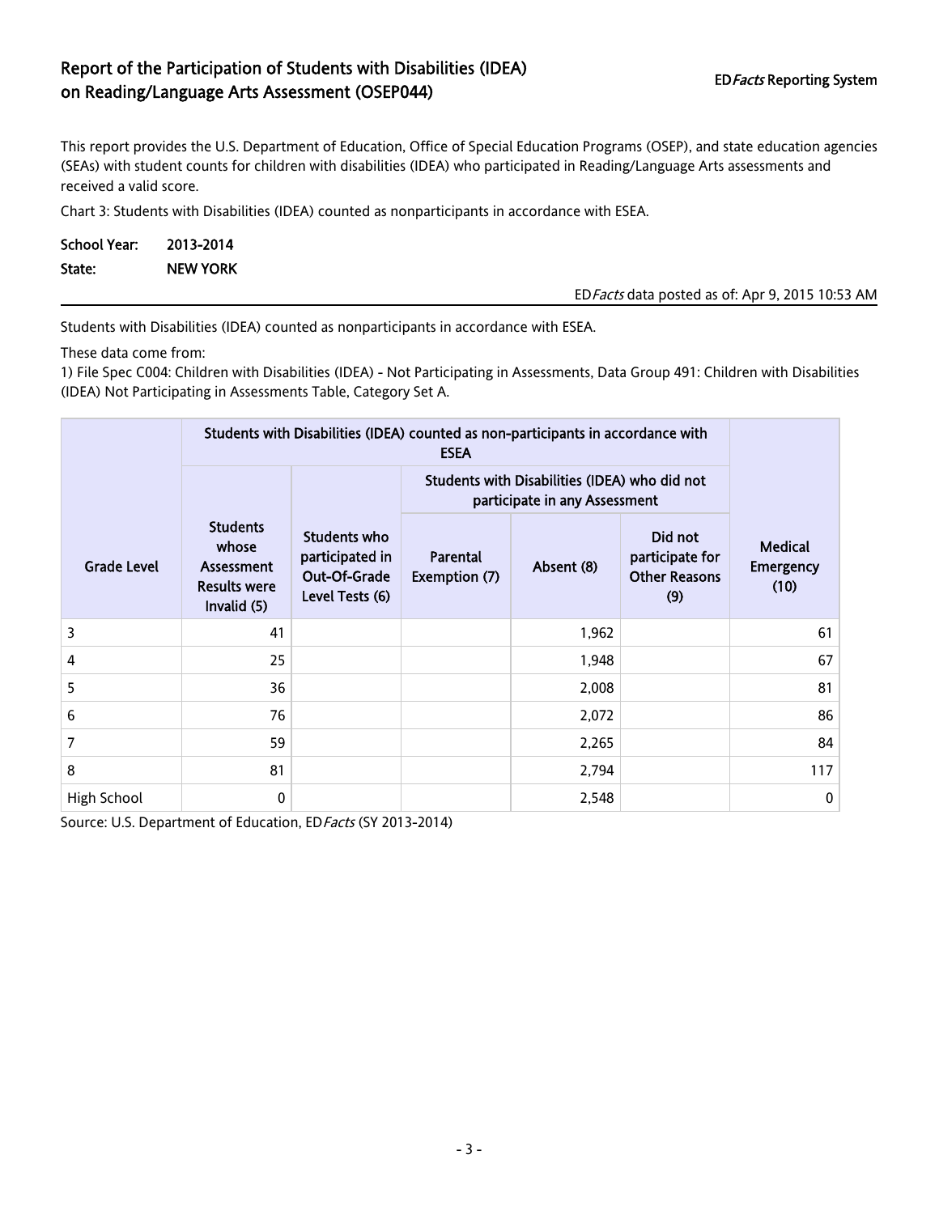# Report of the Participation of Students with Disabilities (IDEA) on Reading/Language Arts Assessment (OSEP044)

ED*Facts* Reporting System

This report provides the U.S. Department of Education, Office of Special Education Programs (OSEP), and state education agencies (SEAs) with student counts for children with disabilities (IDEA) who participated in Reading/Language Arts assessments and received a valid score.

Chart 3: Students with Disabilities (IDEA) counted as nonparticipants in accordance with ESEA.

**School Year:** 2013-2014

**State:** NEW YORK

ED*Facts* data posted as of: Apr 9, 2015 10:53 AM

Students with Disabilities (IDEA) counted as nonparticipants in accordance with ESEA.

These data come from:

1) File Spec C004: Children with Disabilities (IDEA) - Not Participating in Assessments, Data Group 491: Children with Disabilities (IDEA) Not Participating in Assessments Table, Category Set A.

| Grade Level | Students with Disabilities (IDEA) counted as non-participants in accordance with ESEA | | | | | Medical Emergency (10) |
|---|---|---|---|---|---|---|
| | Students whose Assessment Results were Invalid (5) | Students who participated in Out-Of-Grade Level Tests (6) | Students with Disabilities (IDEA) who did not participate in any Assessment | | | |
| | | | Parental Exemption (7) | Absent (8) | Did not participate for Other Reasons (9) | |
| 3 | 41 | | | 1,962 | | 61 |
| 4 | 25 | | | 1,948 | | 67 |
| 5 | 36 | | | 2,008 | | 81 |
| 6 | 76 | | | 2,072 | | 86 |
| 7 | 59 | | | 2,265 | | 84 |
| 8 | 81 | | | 2,794 | | 117 |
| High School | 0 | | | 2,548 | | 0 |

Source: U.S. Department of Education, ED*Facts* (SY 2013-2014)